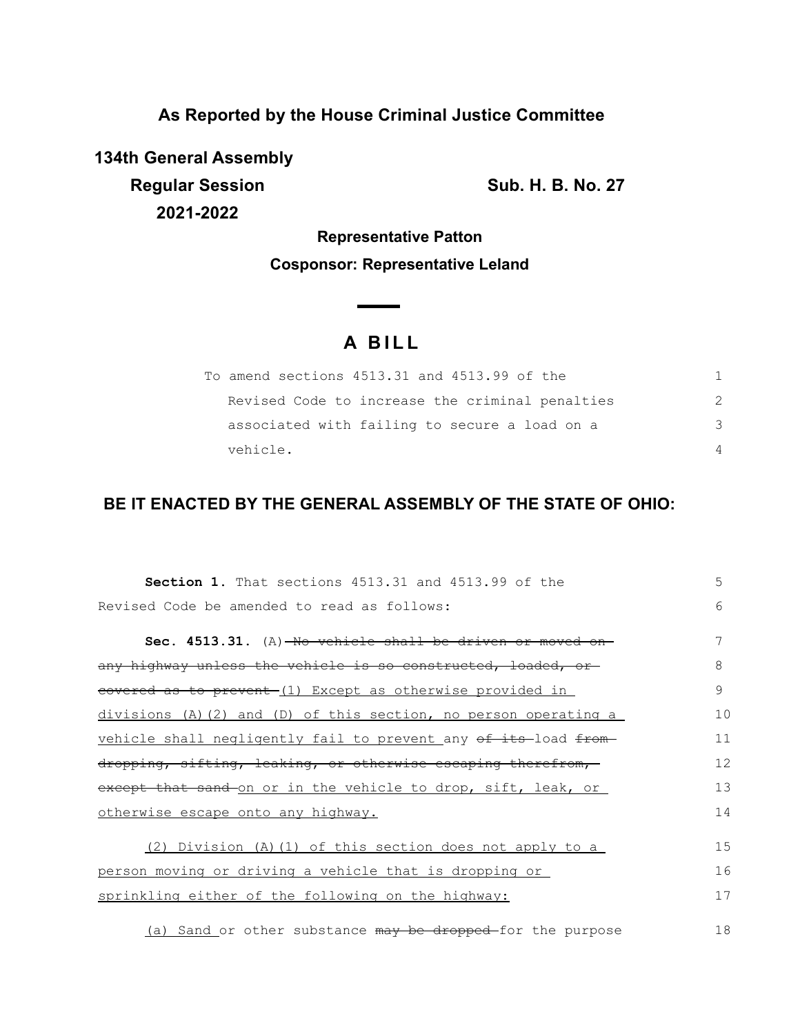**As Reported by the House Criminal Justice Committee**

**134th General Assembly**

**Regular Session**

**2021-2022**

**Sub. H. B. No. 27**

**Representative Patton**

**Cosponsor: Representative Leland**

# A BILL

To amend sections 4513.31 and 4513.99 of the Revised Code to increase the criminal penalties associated with failing to secure a load on a vehicle.

**BE IT ENACTED BY THE GENERAL ASSEMBLY OF THE STATE OF OHIO:**

**Section 1.** That sections 4513.31 and 4513.99 of the Revised Code be amended to read as follows:

**Sec. 4513.31.** (A) ~~No vehicle shall be driven or moved on any highway unless the vehicle is so constructed, loaded, or covered as to prevent~~ (1) Except as otherwise provided in divisions (A)(2) and (D) of this section, no person operating a vehicle shall negligently fail to prevent any ~~of its~~ load ~~from dropping, sifting, leaking, or otherwise escaping therefrom, except that sand~~ on or in the vehicle to drop, sift, leak, or otherwise escape onto any highway.

(2) Division (A)(1) of this section does not apply to a person moving or driving a vehicle that is dropping or sprinkling either of the following on the highway:

(a) Sand or other substance ~~may be dropped~~ for the purpose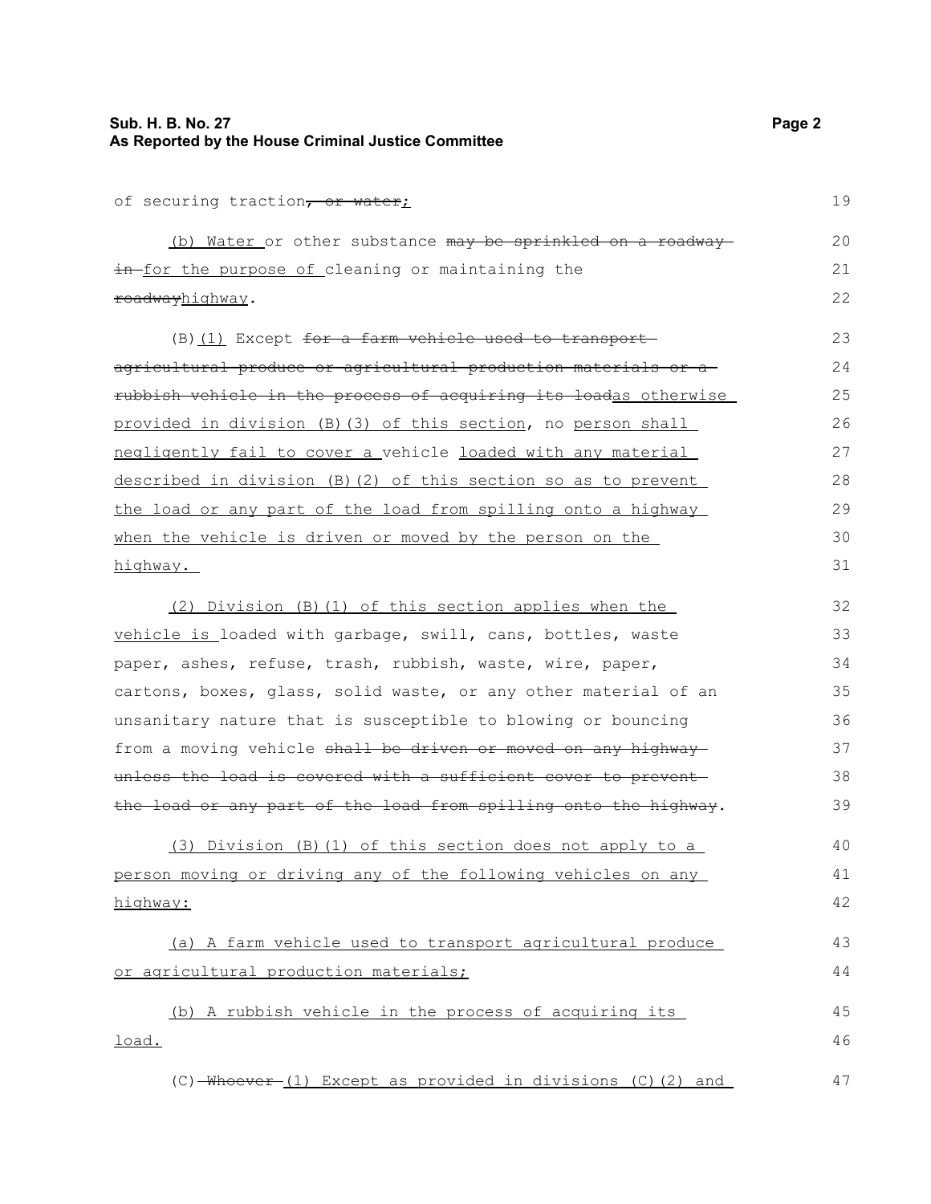of securing traction~~, or water~~<u>;</u>

<u>(b) Water</u> or other substance ~~may be sprinkled on a roadway in~~ <u>for the purpose of</u> cleaning or maintaining the ~~roadway~~<u>highway</u>.

(B)<u>(1)</u> Except ~~for a farm vehicle used to transport agricultural produce or agricultural production materials or a rubbish vehicle in the process of acquiring its load~~<u>as otherwise provided in division (B)(3) of this section</u>, no <u>person shall negligently fail to cover a</u> vehicle <u>loaded with any material described in division (B)(2) of this section so as to prevent the load or any part of the load from spilling onto a highway when the vehicle is driven or moved by the person on the highway.</u>

<u>(2) Division (B)(1) of this section applies when the vehicle is</u> loaded with garbage, swill, cans, bottles, waste paper, ashes, refuse, trash, rubbish, waste, wire, paper, cartons, boxes, glass, solid waste, or any other material of an unsanitary nature that is susceptible to blowing or bouncing from a moving vehicle ~~shall be driven or moved on any highway unless the load is covered with a sufficient cover to prevent the load or any part of the load from spilling onto the highway~~.

<u>(3) Division (B)(1) of this section does not apply to a person moving or driving any of the following vehicles on any highway:</u>

<u>(a) A farm vehicle used to transport agricultural produce or agricultural production materials;</u>

<u>(b) A rubbish vehicle in the process of acquiring its load.</u>

(C) ~~Whoever~~ <u>(1) Except as provided in divisions (C)(2) and</u>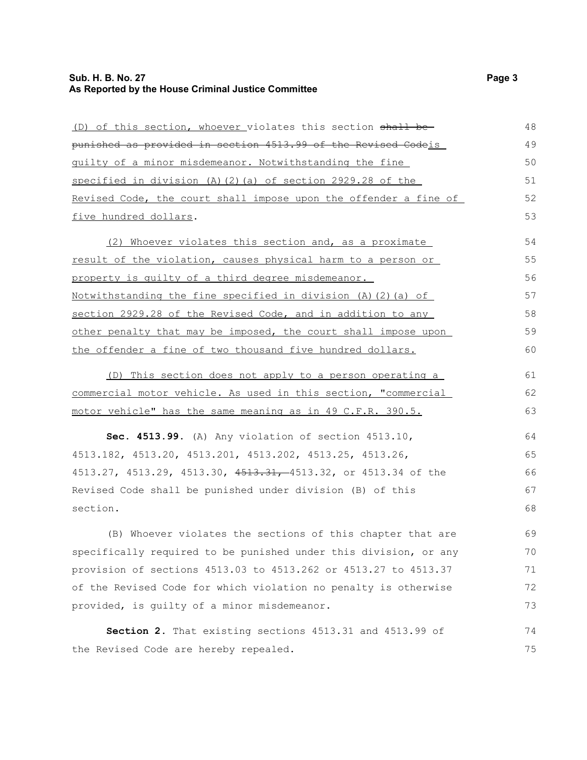(D) of this section, whoever violates this section ~~shall be punished as provided in section 4513.99 of the Revised Code~~is guilty of a minor misdemeanor. Notwithstanding the fine specified in division (A)(2)(a) of section 2929.28 of the Revised Code, the court shall impose upon the offender a fine of five hundred dollars.

(2) Whoever violates this section and, as a proximate result of the violation, causes physical harm to a person or property is guilty of a third degree misdemeanor. Notwithstanding the fine specified in division (A)(2)(a) of section 2929.28 of the Revised Code, and in addition to any other penalty that may be imposed, the court shall impose upon the offender a fine of two thousand five hundred dollars.

(D) This section does not apply to a person operating a commercial motor vehicle. As used in this section, "commercial motor vehicle" has the same meaning as in 49 C.F.R. 390.5.

**Sec. 4513.99.** (A) Any violation of section 4513.10, 4513.182, 4513.20, 4513.201, 4513.202, 4513.25, 4513.26, 4513.27, 4513.29, 4513.30, ~~4513.31,~~ 4513.32, or 4513.34 of the Revised Code shall be punished under division (B) of this section.

(B) Whoever violates the sections of this chapter that are specifically required to be punished under this division, or any provision of sections 4513.03 to 4513.262 or 4513.27 to 4513.37 of the Revised Code for which violation no penalty is otherwise provided, is guilty of a minor misdemeanor.

**Section 2.** That existing sections 4513.31 and 4513.99 of the Revised Code are hereby repealed.